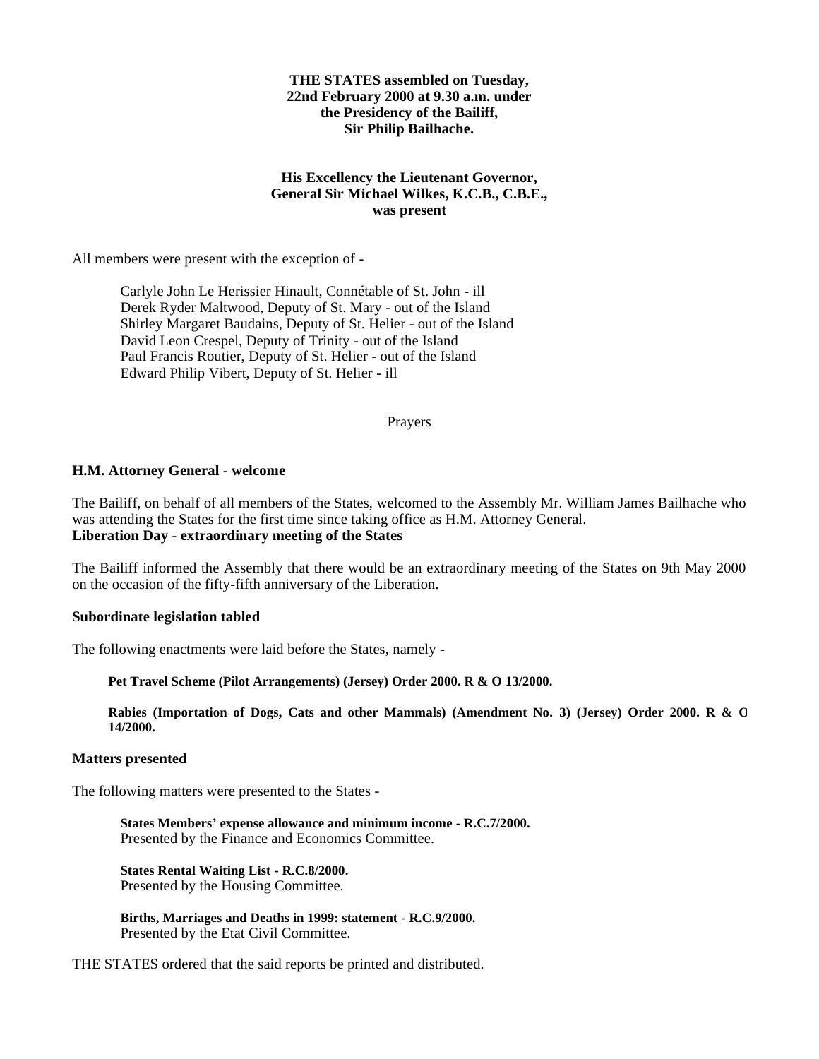**THE STATES assembled on Tuesday, 22nd February 2000 at 9.30 a.m. under the Presidency of the Bailiff, Sir Philip Bailhache.**

**His Excellency the Lieutenant Governor, General Sir Michael Wilkes, K.C.B., C.B.E., was present**

All members were present with the exception of -

Carlyle John Le Herissier Hinault, Connétable of St. John - ill
Derek Ryder Maltwood, Deputy of St. Mary - out of the Island
Shirley Margaret Baudains, Deputy of St. Helier - out of the Island
David Leon Crespel, Deputy of Trinity - out of the Island
Paul Francis Routier, Deputy of St. Helier - out of the Island
Edward Philip Vibert, Deputy of St. Helier - ill

Prayers

**H.M. Attorney General - welcome**

The Bailiff, on behalf of all members of the States, welcomed to the Assembly Mr. William James Bailhache who was attending the States for the first time since taking office as H.M. Attorney General.

**Liberation Day - extraordinary meeting of the States**

The Bailiff informed the Assembly that there would be an extraordinary meeting of the States on 9th May 2000 on the occasion of the fifty-fifth anniversary of the Liberation.

**Subordinate legislation tabled**

The following enactments were laid before the States, namely -

**Pet Travel Scheme (Pilot Arrangements) (Jersey) Order 2000. R & O 13/2000.**

**Rabies (Importation of Dogs, Cats and other Mammals) (Amendment No. 3) (Jersey) Order 2000. R & O 14/2000.**

**Matters presented**

The following matters were presented to the States -

**States Members' expense allowance and minimum income - R.C.7/2000.**
Presented by the Finance and Economics Committee.

**States Rental Waiting List - R.C.8/2000.**
Presented by the Housing Committee.

**Births, Marriages and Deaths in 1999: statement - R.C.9/2000.**
Presented by the Etat Civil Committee.

THE STATES ordered that the said reports be printed and distributed.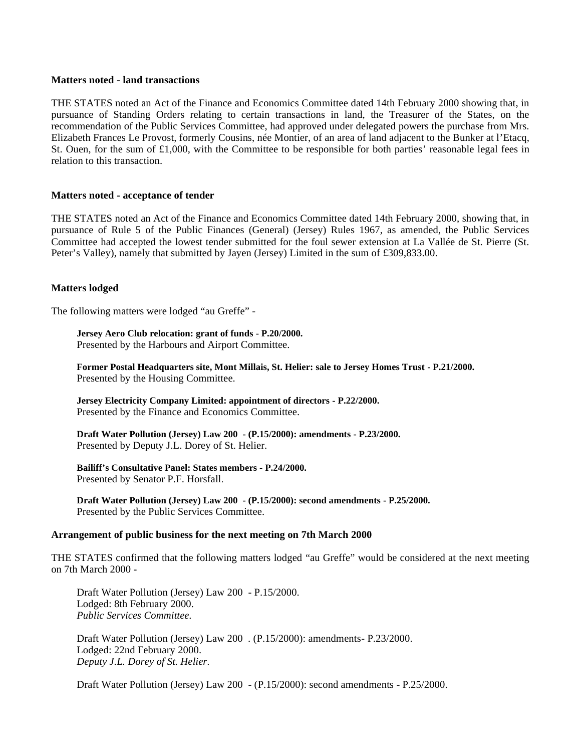**Matters noted - land transactions**

THE STATES noted an Act of the Finance and Economics Committee dated 14th February 2000 showing that, in pursuance of Standing Orders relating to certain transactions in land, the Treasurer of the States, on the recommendation of the Public Services Committee, had approved under delegated powers the purchase from Mrs. Elizabeth Frances Le Provost, formerly Cousins, née Montier, of an area of land adjacent to the Bunker at l'Etacq, St. Ouen, for the sum of £1,000, with the Committee to be responsible for both parties' reasonable legal fees in relation to this transaction.

**Matters noted - acceptance of tender**

THE STATES noted an Act of the Finance and Economics Committee dated 14th February 2000, showing that, in pursuance of Rule 5 of the Public Finances (General) (Jersey) Rules 1967, as amended, the Public Services Committee had accepted the lowest tender submitted for the foul sewer extension at La Vallée de St. Pierre (St. Peter's Valley), namely that submitted by Jayen (Jersey) Limited in the sum of £309,833.00.

**Matters lodged**

The following matters were lodged "au Greffe" -

**Jersey Aero Club relocation: grant of funds - P.20/2000.**
Presented by the Harbours and Airport Committee.

**Former Postal Headquarters site, Mont Millais, St. Helier: sale to Jersey Homes Trust - P.21/2000.**
Presented by the Housing Committee.

**Jersey Electricity Company Limited: appointment of directors - P.22/2000.**
Presented by the Finance and Economics Committee.

**Draft Water Pollution (Jersey) Law 200 - (P.15/2000): amendments - P.23/2000.**
Presented by Deputy J.L. Dorey of St. Helier.

**Bailiff's Consultative Panel: States members - P.24/2000.**
Presented by Senator P.F. Horsfall.

**Draft Water Pollution (Jersey) Law 200 - (P.15/2000): second amendments - P.25/2000.**
Presented by the Public Services Committee.

**Arrangement of public business for the next meeting on 7th March 2000**

THE STATES confirmed that the following matters lodged "au Greffe" would be considered at the next meeting on 7th March 2000 -

Draft Water Pollution (Jersey) Law 200 - P.15/2000.
Lodged: 8th February 2000.
*Public Services Committee.*

Draft Water Pollution (Jersey) Law 200 . (P.15/2000): amendments- P.23/2000.
Lodged: 22nd February 2000.
*Deputy J.L. Dorey of St. Helier.*

Draft Water Pollution (Jersey) Law 200 - (P.15/2000): second amendments - P.25/2000.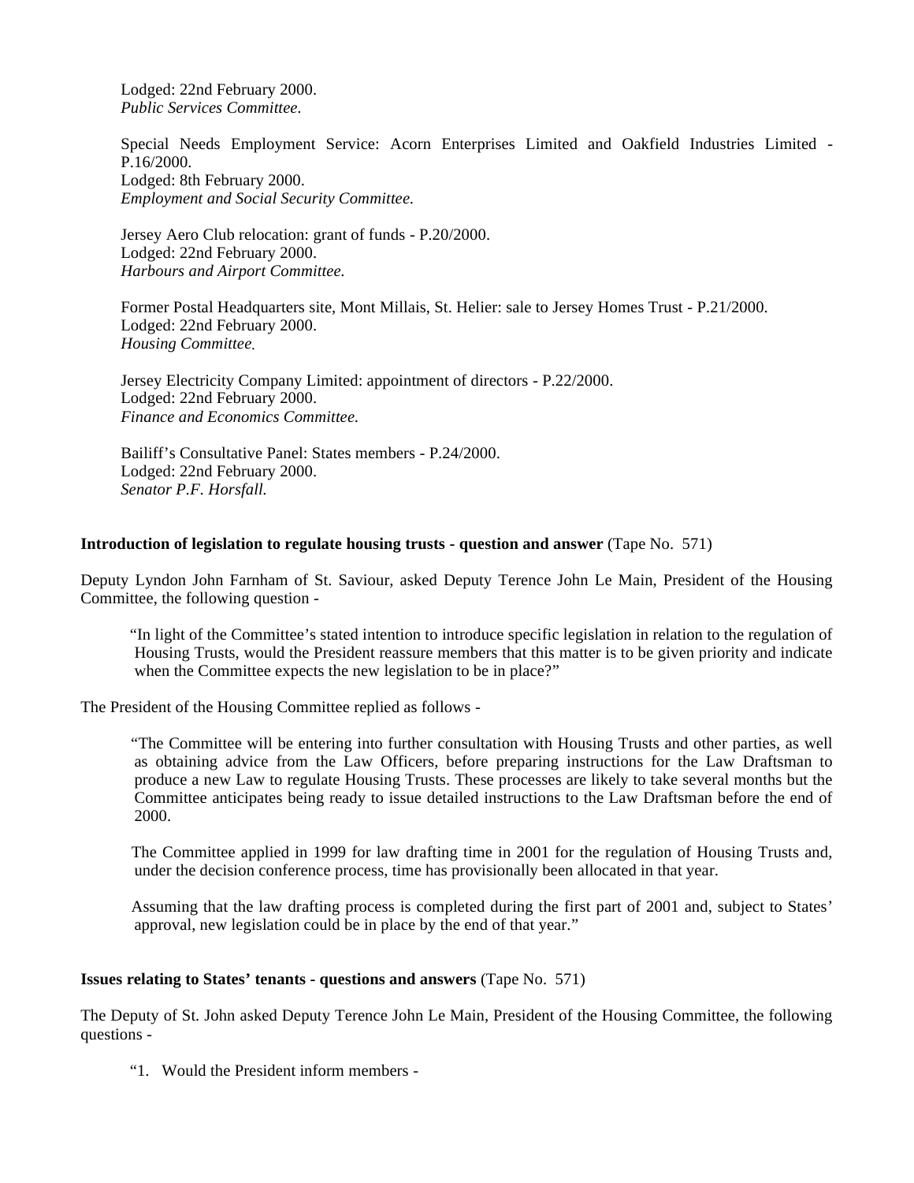Lodged: 22nd February 2000.
*Public Services Committee.*

Special Needs Employment Service: Acorn Enterprises Limited and Oakfield Industries Limited - P.16/2000.
Lodged: 8th February 2000.
*Employment and Social Security Committee.*

Jersey Aero Club relocation: grant of funds - P.20/2000.
Lodged: 22nd February 2000.
*Harbours and Airport Committee.*

Former Postal Headquarters site, Mont Millais, St. Helier: sale to Jersey Homes Trust - P.21/2000.
Lodged: 22nd February 2000.
*Housing Committee.*

Jersey Electricity Company Limited: appointment of directors - P.22/2000.
Lodged: 22nd February 2000.
*Finance and Economics Committee.*

Bailiff's Consultative Panel: States members - P.24/2000.
Lodged: 22nd February 2000.
*Senator P.F. Horsfall.*

**Introduction of legislation to regulate housing trusts - question and answer** (Tape No. 571)

Deputy Lyndon John Farnham of St. Saviour, asked Deputy Terence John Le Main, President of the Housing Committee, the following question -

> "In light of the Committee's stated intention to introduce specific legislation in relation to the regulation of Housing Trusts, would the President reassure members that this matter is to be given priority and indicate when the Committee expects the new legislation to be in place?"

The President of the Housing Committee replied as follows -

> "The Committee will be entering into further consultation with Housing Trusts and other parties, as well as obtaining advice from the Law Officers, before preparing instructions for the Law Draftsman to produce a new Law to regulate Housing Trusts. These processes are likely to take several months but the Committee anticipates being ready to issue detailed instructions to the Law Draftsman before the end of 2000.
>
> The Committee applied in 1999 for law drafting time in 2001 for the regulation of Housing Trusts and, under the decision conference process, time has provisionally been allocated in that year.
>
> Assuming that the law drafting process is completed during the first part of 2001 and, subject to States' approval, new legislation could be in place by the end of that year."

**Issues relating to States' tenants - questions and answers** (Tape No. 571)

The Deputy of St. John asked Deputy Terence John Le Main, President of the Housing Committee, the following questions -

> "1. Would the President inform members -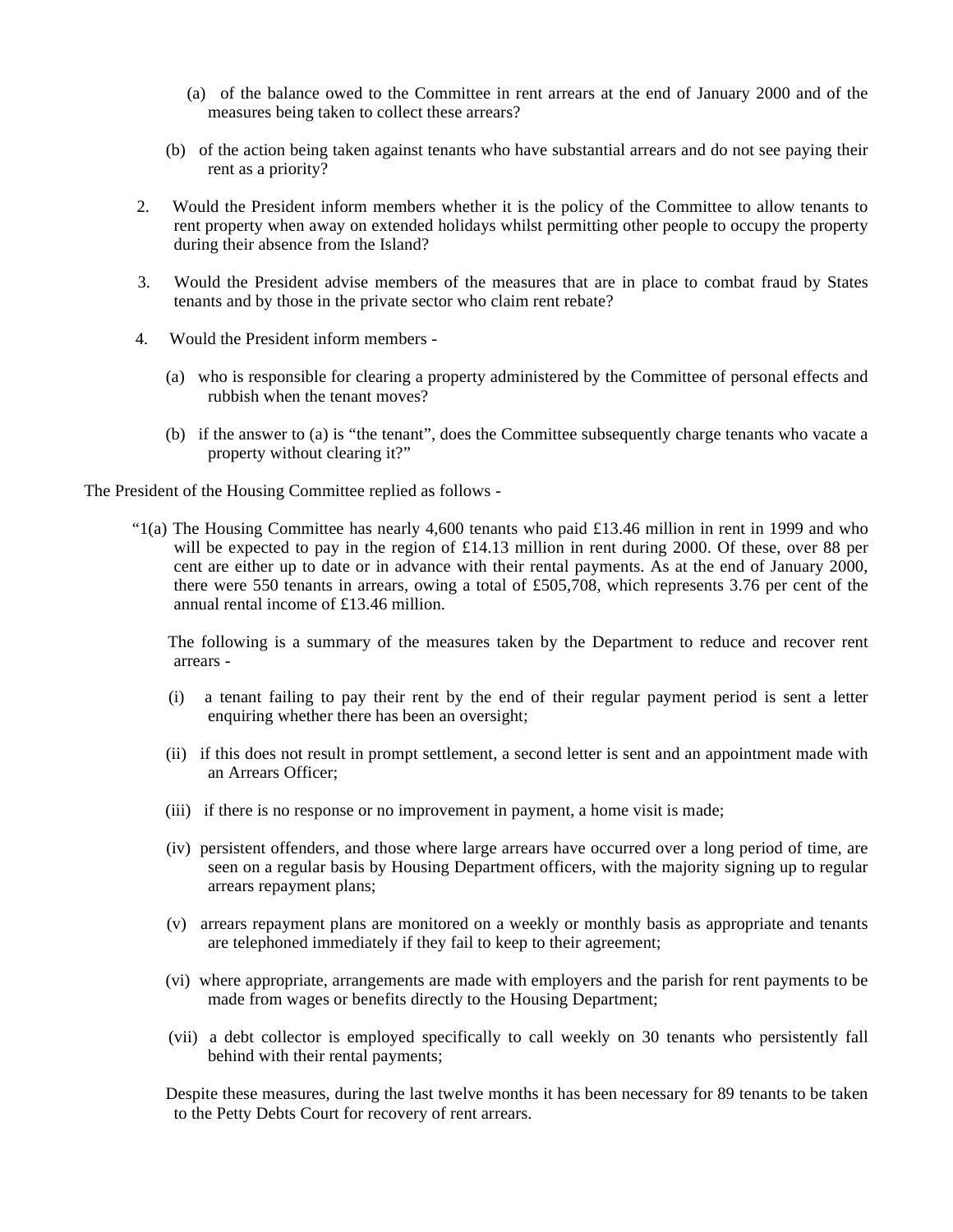(a) of the balance owed to the Committee in rent arrears at the end of January 2000 and of the measures being taken to collect these arrears?

(b) of the action being taken against tenants who have substantial arrears and do not see paying their rent as a priority?

2. Would the President inform members whether it is the policy of the Committee to allow tenants to rent property when away on extended holidays whilst permitting other people to occupy the property during their absence from the Island?

3. Would the President advise members of the measures that are in place to combat fraud by States tenants and by those in the private sector who claim rent rebate?

4. Would the President inform members -

(a) who is responsible for clearing a property administered by the Committee of personal effects and rubbish when the tenant moves?

(b) if the answer to (a) is "the tenant", does the Committee subsequently charge tenants who vacate a property without clearing it?"

The President of the Housing Committee replied as follows -

"1(a) The Housing Committee has nearly 4,600 tenants who paid £13.46 million in rent in 1999 and who will be expected to pay in the region of £14.13 million in rent during 2000. Of these, over 88 per cent are either up to date or in advance with their rental payments. As at the end of January 2000, there were 550 tenants in arrears, owing a total of £505,708, which represents 3.76 per cent of the annual rental income of £13.46 million.

The following is a summary of the measures taken by the Department to reduce and recover rent arrears -

(i) a tenant failing to pay their rent by the end of their regular payment period is sent a letter enquiring whether there has been an oversight;

(ii) if this does not result in prompt settlement, a second letter is sent and an appointment made with an Arrears Officer;

(iii) if there is no response or no improvement in payment, a home visit is made;

(iv) persistent offenders, and those where large arrears have occurred over a long period of time, are seen on a regular basis by Housing Department officers, with the majority signing up to regular arrears repayment plans;

(v) arrears repayment plans are monitored on a weekly or monthly basis as appropriate and tenants are telephoned immediately if they fail to keep to their agreement;

(vi) where appropriate, arrangements are made with employers and the parish for rent payments to be made from wages or benefits directly to the Housing Department;

(vii) a debt collector is employed specifically to call weekly on 30 tenants who persistently fall behind with their rental payments;

Despite these measures, during the last twelve months it has been necessary for 89 tenants to be taken to the Petty Debts Court for recovery of rent arrears.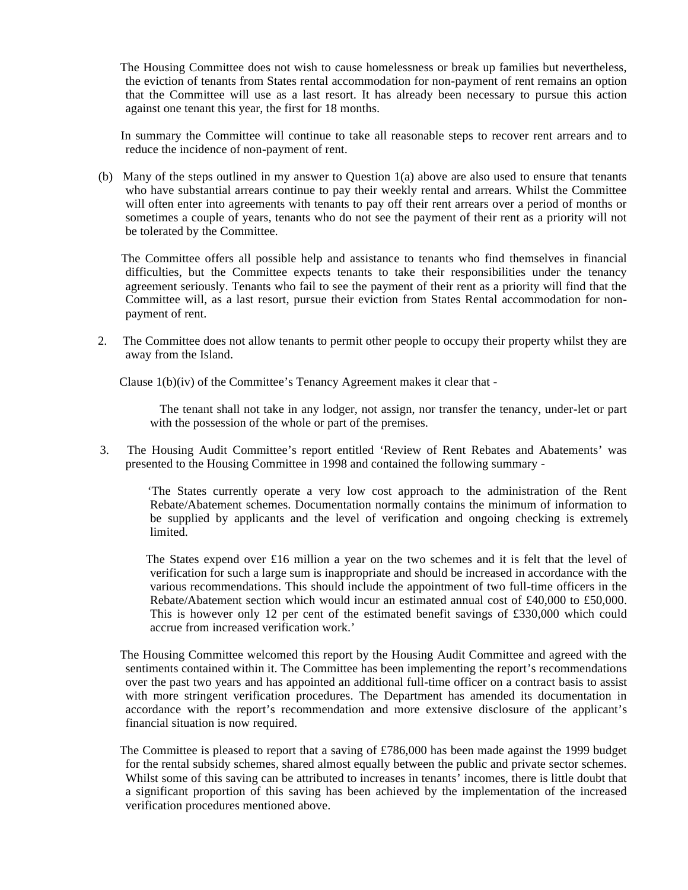The Housing Committee does not wish to cause homelessness or break up families but nevertheless, the eviction of tenants from States rental accommodation for non-payment of rent remains an option that the Committee will use as a last resort. It has already been necessary to pursue this action against one tenant this year, the first for 18 months.

In summary the Committee will continue to take all reasonable steps to recover rent arrears and to reduce the incidence of non-payment of rent.

(b) Many of the steps outlined in my answer to Question 1(a) above are also used to ensure that tenants who have substantial arrears continue to pay their weekly rental and arrears. Whilst the Committee will often enter into agreements with tenants to pay off their rent arrears over a period of months or sometimes a couple of years, tenants who do not see the payment of their rent as a priority will not be tolerated by the Committee.

The Committee offers all possible help and assistance to tenants who find themselves in financial difficulties, but the Committee expects tenants to take their responsibilities under the tenancy agreement seriously. Tenants who fail to see the payment of their rent as a priority will find that the Committee will, as a last resort, pursue their eviction from States Rental accommodation for non-payment of rent.

2. The Committee does not allow tenants to permit other people to occupy their property whilst they are away from the Island.

Clause 1(b)(iv) of the Committee's Tenancy Agreement makes it clear that -

> The tenant shall not take in any lodger, not assign, nor transfer the tenancy, under-let or part with the possession of the whole or part of the premises.

3. The Housing Audit Committee's report entitled 'Review of Rent Rebates and Abatements' was presented to the Housing Committee in 1998 and contained the following summary -

> 'The States currently operate a very low cost approach to the administration of the Rent Rebate/Abatement schemes. Documentation normally contains the minimum of information to be supplied by applicants and the level of verification and ongoing checking is extremely limited.
>
> The States expend over £16 million a year on the two schemes and it is felt that the level of verification for such a large sum is inappropriate and should be increased in accordance with the various recommendations. This should include the appointment of two full-time officers in the Rebate/Abatement section which would incur an estimated annual cost of £40,000 to £50,000. This is however only 12 per cent of the estimated benefit savings of £330,000 which could accrue from increased verification work.'

The Housing Committee welcomed this report by the Housing Audit Committee and agreed with the sentiments contained within it. The Committee has been implementing the report's recommendations over the past two years and has appointed an additional full-time officer on a contract basis to assist with more stringent verification procedures. The Department has amended its documentation in accordance with the report's recommendation and more extensive disclosure of the applicant's financial situation is now required.

The Committee is pleased to report that a saving of £786,000 has been made against the 1999 budget for the rental subsidy schemes, shared almost equally between the public and private sector schemes. Whilst some of this saving can be attributed to increases in tenants' incomes, there is little doubt that a significant proportion of this saving has been achieved by the implementation of the increased verification procedures mentioned above.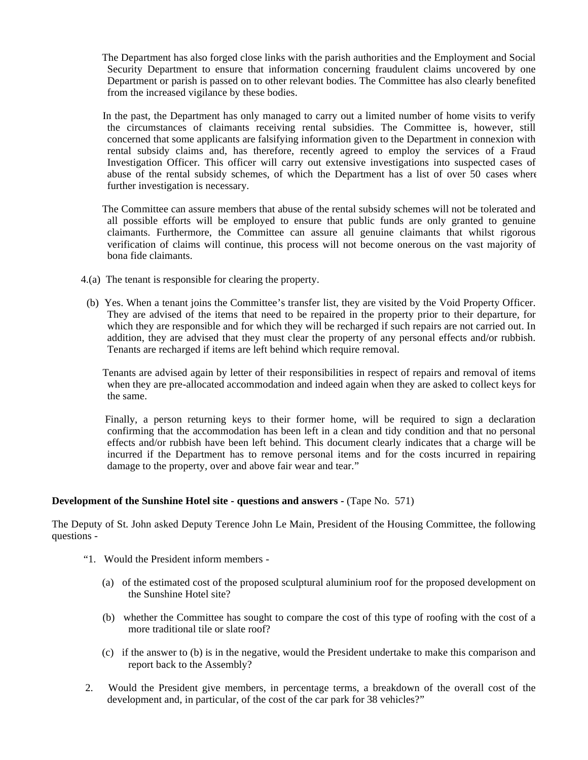The Department has also forged close links with the parish authorities and the Employment and Social Security Department to ensure that information concerning fraudulent claims uncovered by one Department or parish is passed on to other relevant bodies. The Committee has also clearly benefited from the increased vigilance by these bodies.

In the past, the Department has only managed to carry out a limited number of home visits to verify the circumstances of claimants receiving rental subsidies. The Committee is, however, still concerned that some applicants are falsifying information given to the Department in connexion with rental subsidy claims and, has therefore, recently agreed to employ the services of a Fraud Investigation Officer. This officer will carry out extensive investigations into suspected cases of abuse of the rental subsidy schemes, of which the Department has a list of over 50 cases where further investigation is necessary.

The Committee can assure members that abuse of the rental subsidy schemes will not be tolerated and all possible efforts will be employed to ensure that public funds are only granted to genuine claimants. Furthermore, the Committee can assure all genuine claimants that whilst rigorous verification of claims will continue, this process will not become onerous on the vast majority of bona fide claimants.

4.(a) The tenant is responsible for clearing the property.

(b) Yes. When a tenant joins the Committee's transfer list, they are visited by the Void Property Officer. They are advised of the items that need to be repaired in the property prior to their departure, for which they are responsible and for which they will be recharged if such repairs are not carried out. In addition, they are advised that they must clear the property of any personal effects and/or rubbish. Tenants are recharged if items are left behind which require removal.

Tenants are advised again by letter of their responsibilities in respect of repairs and removal of items when they are pre-allocated accommodation and indeed again when they are asked to collect keys for the same.

Finally, a person returning keys to their former home, will be required to sign a declaration confirming that the accommodation has been left in a clean and tidy condition and that no personal effects and/or rubbish have been left behind. This document clearly indicates that a charge will be incurred if the Department has to remove personal items and for the costs incurred in repairing damage to the property, over and above fair wear and tear."

**Development of the Sunshine Hotel site - questions and answers -** (Tape No. 571)

The Deputy of St. John asked Deputy Terence John Le Main, President of the Housing Committee, the following questions -

"1. Would the President inform members -

(a) of the estimated cost of the proposed sculptural aluminium roof for the proposed development on the Sunshine Hotel site?

(b) whether the Committee has sought to compare the cost of this type of roofing with the cost of a more traditional tile or slate roof?

(c) if the answer to (b) is in the negative, would the President undertake to make this comparison and report back to the Assembly?

2. Would the President give members, in percentage terms, a breakdown of the overall cost of the development and, in particular, of the cost of the car park for 38 vehicles?"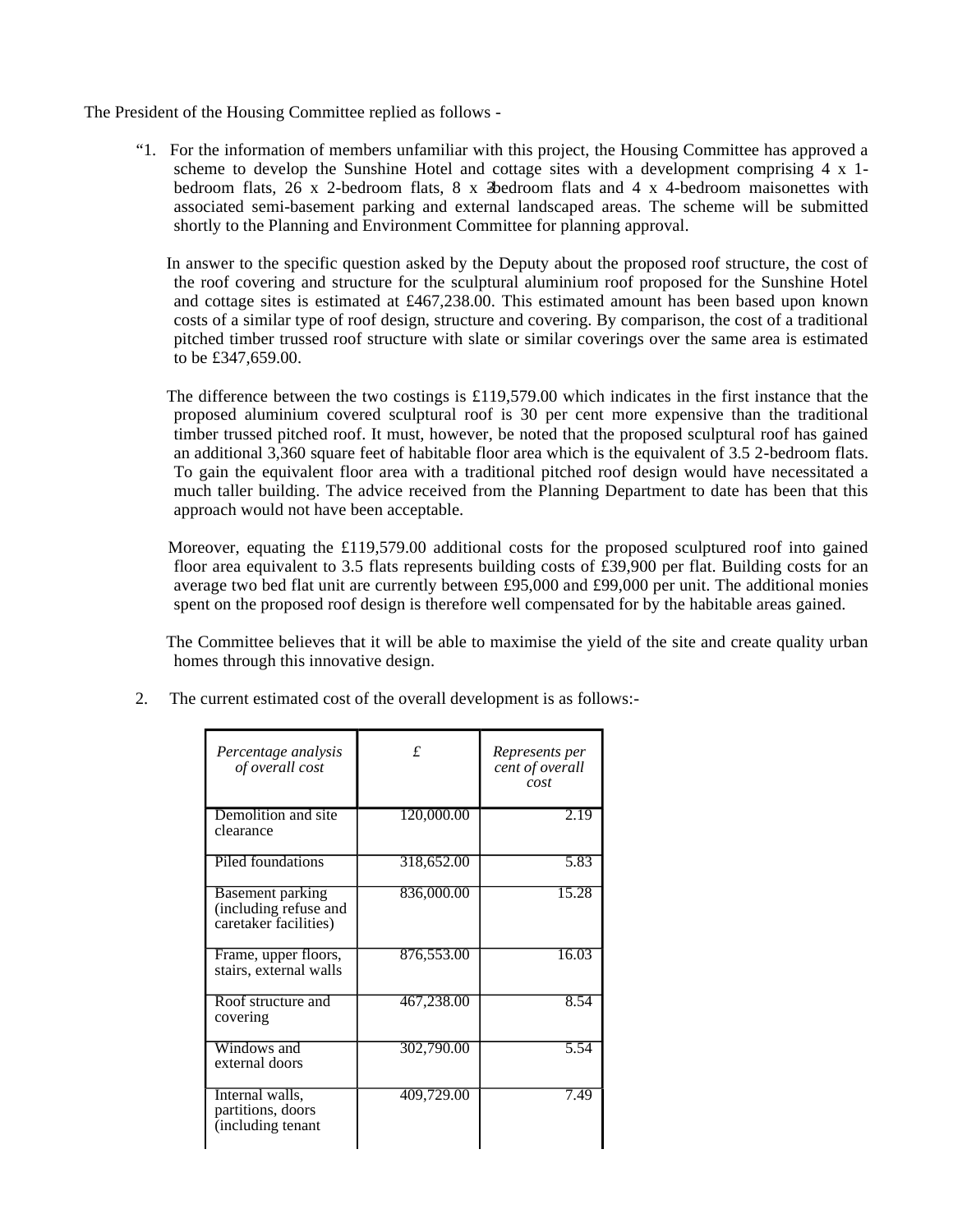The President of the Housing Committee replied as follows -

"1. For the information of members unfamiliar with this project, the Housing Committee has approved a scheme to develop the Sunshine Hotel and cottage sites with a development comprising 4 x 1-bedroom flats, 26 x 2-bedroom flats, 8 x 3-bedroom flats and 4 x 4-bedroom maisonettes with associated semi-basement parking and external landscaped areas. The scheme will be submitted shortly to the Planning and Environment Committee for planning approval.

In answer to the specific question asked by the Deputy about the proposed roof structure, the cost of the roof covering and structure for the sculptural aluminium roof proposed for the Sunshine Hotel and cottage sites is estimated at £467,238.00. This estimated amount has been based upon known costs of a similar type of roof design, structure and covering. By comparison, the cost of a traditional pitched timber trussed roof structure with slate or similar coverings over the same area is estimated to be £347,659.00.

The difference between the two costings is £119,579.00 which indicates in the first instance that the proposed aluminium covered sculptural roof is 30 per cent more expensive than the traditional timber trussed pitched roof. It must, however, be noted that the proposed sculptural roof has gained an additional 3,360 square feet of habitable floor area which is the equivalent of 3.5 2-bedroom flats. To gain the equivalent floor area with a traditional pitched roof design would have necessitated a much taller building. The advice received from the Planning Department to date has been that this approach would not have been acceptable.

Moreover, equating the £119,579.00 additional costs for the proposed sculptured roof into gained floor area equivalent to 3.5 flats represents building costs of £39,900 per flat. Building costs for an average two bed flat unit are currently between £95,000 and £99,000 per unit. The additional monies spent on the proposed roof design is therefore well compensated for by the habitable areas gained.

The Committee believes that it will be able to maximise the yield of the site and create quality urban homes through this innovative design.

2. The current estimated cost of the overall development is as follows:-

| *Percentage analysis of overall cost* | £ | *Represents per cent of overall cost* |
|---|---|---|
| Demolition and site clearance | 120,000.00 | 2.19 |
| Piled foundations | 318,652.00 | 5.83 |
| Basement parking (including refuse and caretaker facilities) | 836,000.00 | 15.28 |
| Frame, upper floors, stairs, external walls | 876,553.00 | 16.03 |
| Roof structure and covering | 467,238.00 | 8.54 |
| Windows and external doors | 302,790.00 | 5.54 |
| Internal walls, partitions, doors (including tenant | 409,729.00 | 7.49 |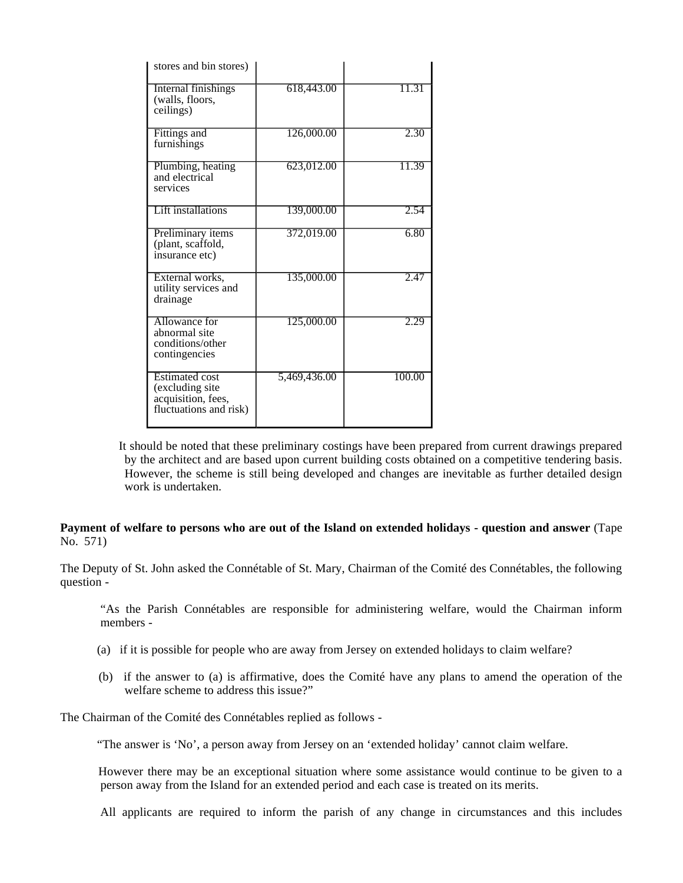| | | |
|---|---|---|
| stores and bin stores) | | |
| Internal finishings (walls, floors, ceilings) | 618,443.00 | 11.31 |
| Fittings and furnishings | 126,000.00 | 2.30 |
| Plumbing, heating and electrical services | 623,012.00 | 11.39 |
| Lift installations | 139,000.00 | 2.54 |
| Preliminary items (plant, scaffold, insurance etc) | 372,019.00 | 6.80 |
| External works, utility services and drainage | 135,000.00 | 2.47 |
| Allowance for abnormal site conditions/other contingencies | 125,000.00 | 2.29 |
| Estimated cost (excluding site acquisition, fees, fluctuations and risk) | 5,469,436.00 | 100.00 |

It should be noted that these preliminary costings have been prepared from current drawings prepared by the architect and are based upon current building costs obtained on a competitive tendering basis. However, the scheme is still being developed and changes are inevitable as further detailed design work is undertaken.

**Payment of welfare to persons who are out of the Island on extended holidays - question and answer** (Tape No. 571)

The Deputy of St. John asked the Connétable of St. Mary, Chairman of the Comité des Connétables, the following question -

"As the Parish Connétables are responsible for administering welfare, would the Chairman inform members -

(a) if it is possible for people who are away from Jersey on extended holidays to claim welfare?

(b) if the answer to (a) is affirmative, does the Comité have any plans to amend the operation of the welfare scheme to address this issue?"

The Chairman of the Comité des Connétables replied as follows -

"The answer is 'No', a person away from Jersey on an 'extended holiday' cannot claim welfare.

However there may be an exceptional situation where some assistance would continue to be given to a person away from the Island for an extended period and each case is treated on its merits.

All applicants are required to inform the parish of any change in circumstances and this includes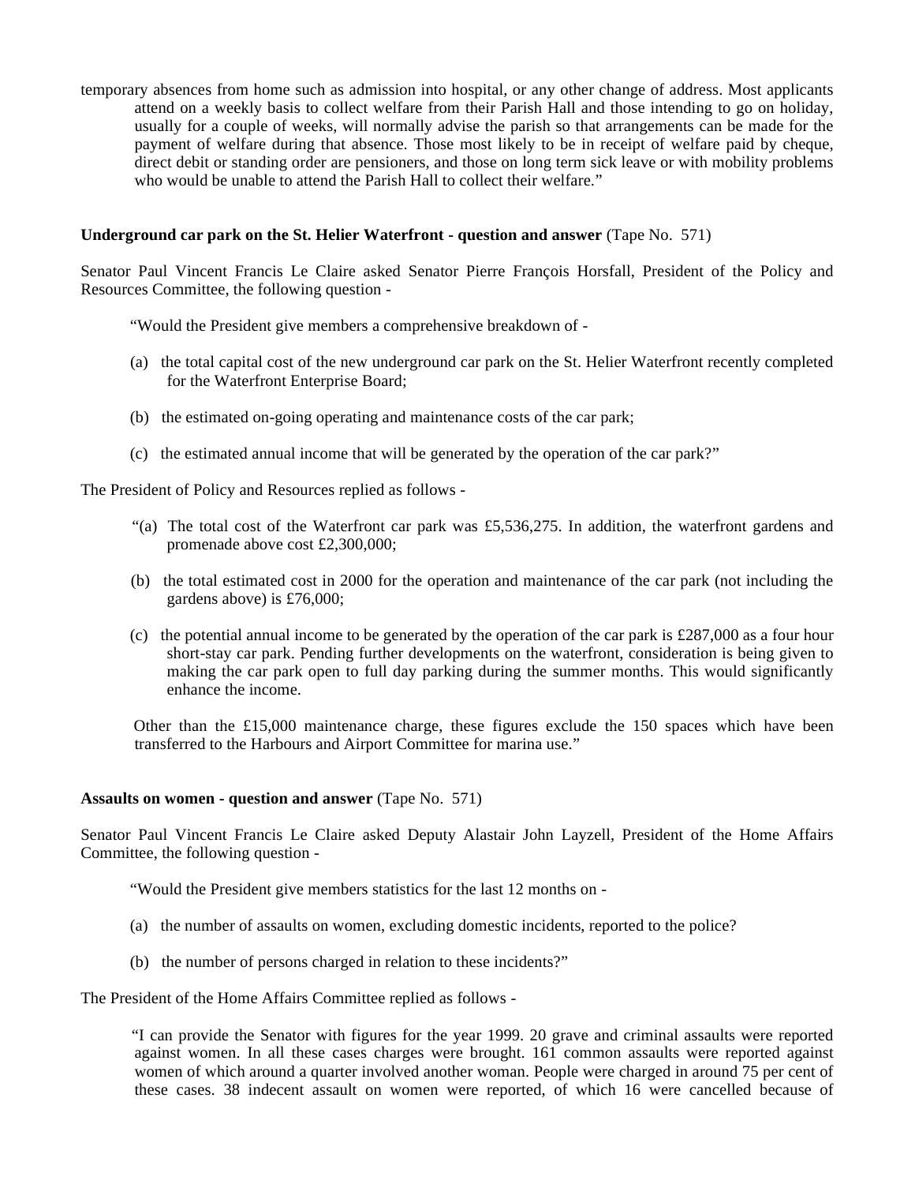temporary absences from home such as admission into hospital, or any other change of address. Most applicants attend on a weekly basis to collect welfare from their Parish Hall and those intending to go on holiday, usually for a couple of weeks, will normally advise the parish so that arrangements can be made for the payment of welfare during that absence. Those most likely to be in receipt of welfare paid by cheque, direct debit or standing order are pensioners, and those on long term sick leave or with mobility problems who would be unable to attend the Parish Hall to collect their welfare."

**Underground car park on the St. Helier Waterfront - question and answer** (Tape No. 571)

Senator Paul Vincent Francis Le Claire asked Senator Pierre François Horsfall, President of the Policy and Resources Committee, the following question -

"Would the President give members a comprehensive breakdown of -

(a) the total capital cost of the new underground car park on the St. Helier Waterfront recently completed for the Waterfront Enterprise Board;

(b) the estimated on-going operating and maintenance costs of the car park;

(c) the estimated annual income that will be generated by the operation of the car park?"

The President of Policy and Resources replied as follows -

"(a) The total cost of the Waterfront car park was £5,536,275. In addition, the waterfront gardens and promenade above cost £2,300,000;

(b) the total estimated cost in 2000 for the operation and maintenance of the car park (not including the gardens above) is £76,000;

(c) the potential annual income to be generated by the operation of the car park is £287,000 as a four hour short-stay car park. Pending further developments on the waterfront, consideration is being given to making the car park open to full day parking during the summer months. This would significantly enhance the income.

Other than the £15,000 maintenance charge, these figures exclude the 150 spaces which have been transferred to the Harbours and Airport Committee for marina use."

**Assaults on women - question and answer** (Tape No. 571)

Senator Paul Vincent Francis Le Claire asked Deputy Alastair John Layzell, President of the Home Affairs Committee, the following question -

"Would the President give members statistics for the last 12 months on -

(a) the number of assaults on women, excluding domestic incidents, reported to the police?

(b) the number of persons charged in relation to these incidents?"

The President of the Home Affairs Committee replied as follows -

"I can provide the Senator with figures for the year 1999. 20 grave and criminal assaults were reported against women. In all these cases charges were brought. 161 common assaults were reported against women of which around a quarter involved another woman. People were charged in around 75 per cent of these cases. 38 indecent assault on women were reported, of which 16 were cancelled because of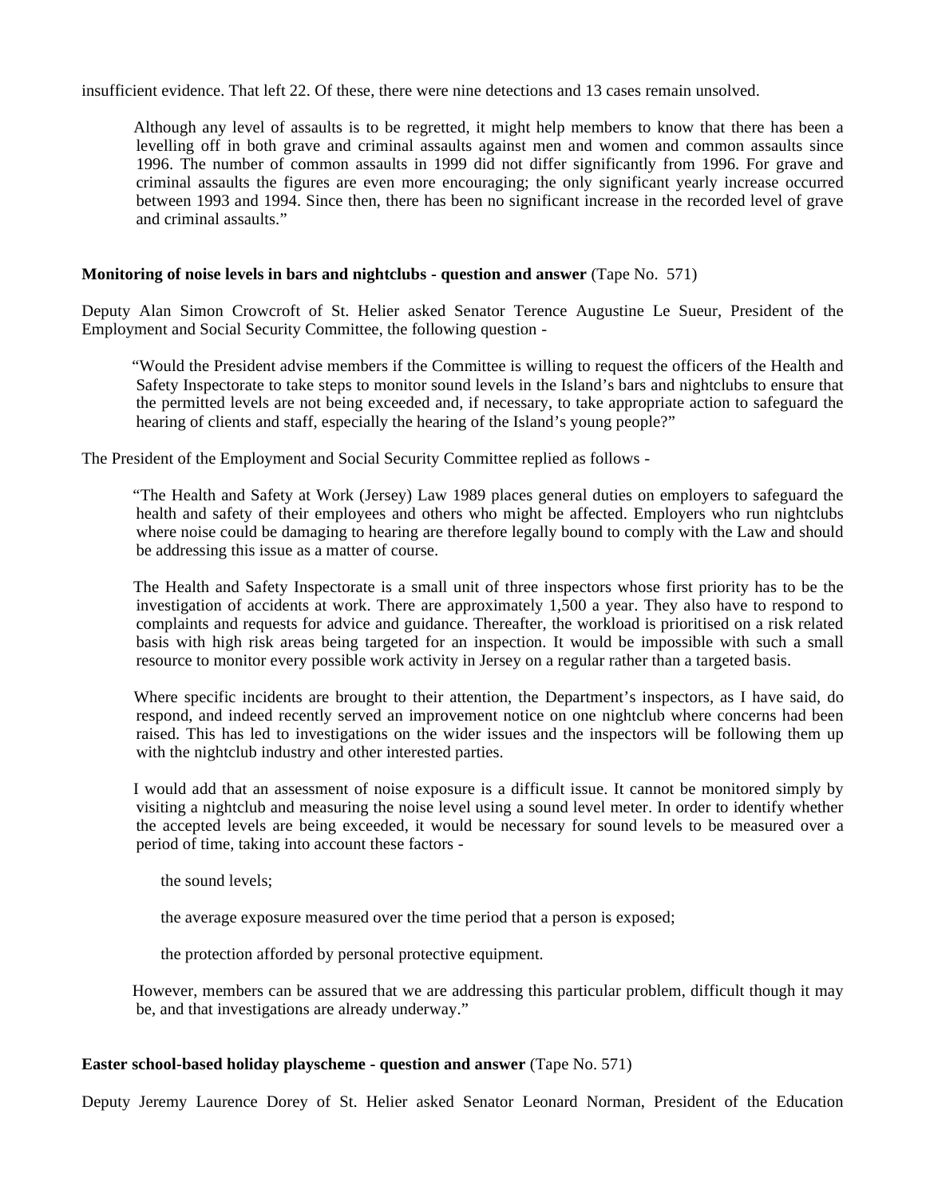insufficient evidence. That left 22. Of these, there were nine detections and 13 cases remain unsolved.

> Although any level of assaults is to be regretted, it might help members to know that there has been a levelling off in both grave and criminal assaults against men and women and common assaults since 1996. The number of common assaults in 1999 did not differ significantly from 1996. For grave and criminal assaults the figures are even more encouraging; the only significant yearly increase occurred between 1993 and 1994. Since then, there has been no significant increase in the recorded level of grave and criminal assaults."

**Monitoring of noise levels in bars and nightclubs - question and answer** (Tape No. 571)

Deputy Alan Simon Crowcroft of St. Helier asked Senator Terence Augustine Le Sueur, President of the Employment and Social Security Committee, the following question -

> "Would the President advise members if the Committee is willing to request the officers of the Health and Safety Inspectorate to take steps to monitor sound levels in the Island's bars and nightclubs to ensure that the permitted levels are not being exceeded and, if necessary, to take appropriate action to safeguard the hearing of clients and staff, especially the hearing of the Island's young people?"

The President of the Employment and Social Security Committee replied as follows -

> "The Health and Safety at Work (Jersey) Law 1989 places general duties on employers to safeguard the health and safety of their employees and others who might be affected. Employers who run nightclubs where noise could be damaging to hearing are therefore legally bound to comply with the Law and should be addressing this issue as a matter of course.
>
> The Health and Safety Inspectorate is a small unit of three inspectors whose first priority has to be the investigation of accidents at work. There are approximately 1,500 a year. They also have to respond to complaints and requests for advice and guidance. Thereafter, the workload is prioritised on a risk related basis with high risk areas being targeted for an inspection. It would be impossible with such a small resource to monitor every possible work activity in Jersey on a regular rather than a targeted basis.
>
> Where specific incidents are brought to their attention, the Department's inspectors, as I have said, do respond, and indeed recently served an improvement notice on one nightclub where concerns had been raised. This has led to investigations on the wider issues and the inspectors will be following them up with the nightclub industry and other interested parties.
>
> I would add that an assessment of noise exposure is a difficult issue. It cannot be monitored simply by visiting a nightclub and measuring the noise level using a sound level meter. In order to identify whether the accepted levels are being exceeded, it would be necessary for sound levels to be measured over a period of time, taking into account these factors -
>
> the sound levels;
>
> the average exposure measured over the time period that a person is exposed;
>
> the protection afforded by personal protective equipment.
>
> However, members can be assured that we are addressing this particular problem, difficult though it may be, and that investigations are already underway."

**Easter school-based holiday playscheme - question and answer** (Tape No. 571)

Deputy Jeremy Laurence Dorey of St. Helier asked Senator Leonard Norman, President of the Education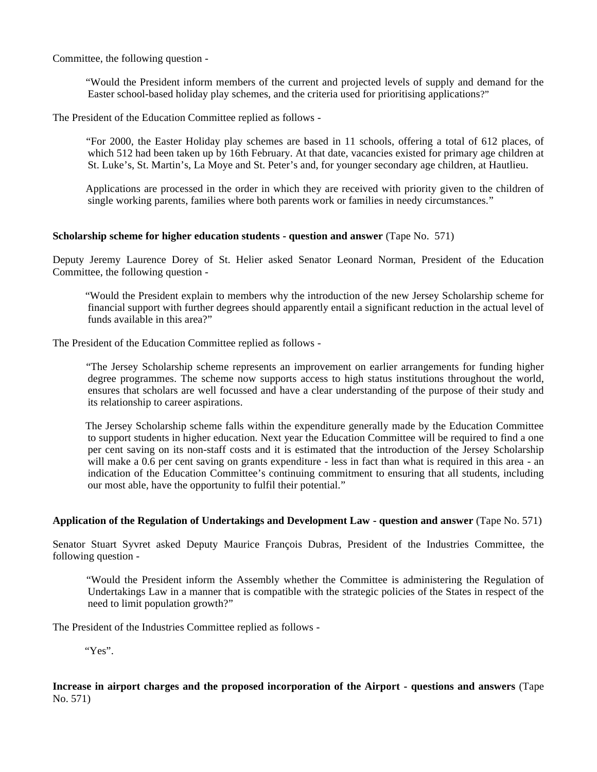Committee, the following question -

> "Would the President inform members of the current and projected levels of supply and demand for the Easter school-based holiday play schemes, and the criteria used for prioritising applications?"

The President of the Education Committee replied as follows -

> "For 2000, the Easter Holiday play schemes are based in 11 schools, offering a total of 612 places, of which 512 had been taken up by 16th February. At that date, vacancies existed for primary age children at St. Luke's, St. Martin's, La Moye and St. Peter's and, for younger secondary age children, at Hautlieu.
>
> Applications are processed in the order in which they are received with priority given to the children of single working parents, families where both parents work or families in needy circumstances."

**Scholarship scheme for higher education students - question and answer** (Tape No. 571)

Deputy Jeremy Laurence Dorey of St. Helier asked Senator Leonard Norman, President of the Education Committee, the following question -

> "Would the President explain to members why the introduction of the new Jersey Scholarship scheme for financial support with further degrees should apparently entail a significant reduction in the actual level of funds available in this area?"

The President of the Education Committee replied as follows -

> "The Jersey Scholarship scheme represents an improvement on earlier arrangements for funding higher degree programmes. The scheme now supports access to high status institutions throughout the world, ensures that scholars are well focussed and have a clear understanding of the purpose of their study and its relationship to career aspirations.
>
> The Jersey Scholarship scheme falls within the expenditure generally made by the Education Committee to support students in higher education. Next year the Education Committee will be required to find a one per cent saving on its non-staff costs and it is estimated that the introduction of the Jersey Scholarship will make a 0.6 per cent saving on grants expenditure - less in fact than what is required in this area - an indication of the Education Committee's continuing commitment to ensuring that all students, including our most able, have the opportunity to fulfil their potential."

**Application of the Regulation of Undertakings and Development Law - question and answer** (Tape No. 571)

Senator Stuart Syvret asked Deputy Maurice François Dubras, President of the Industries Committee, the following question -

> "Would the President inform the Assembly whether the Committee is administering the Regulation of Undertakings Law in a manner that is compatible with the strategic policies of the States in respect of the need to limit population growth?"

The President of the Industries Committee replied as follows -

> "Yes".

**Increase in airport charges and the proposed incorporation of the Airport - questions and answers** (Tape No. 571)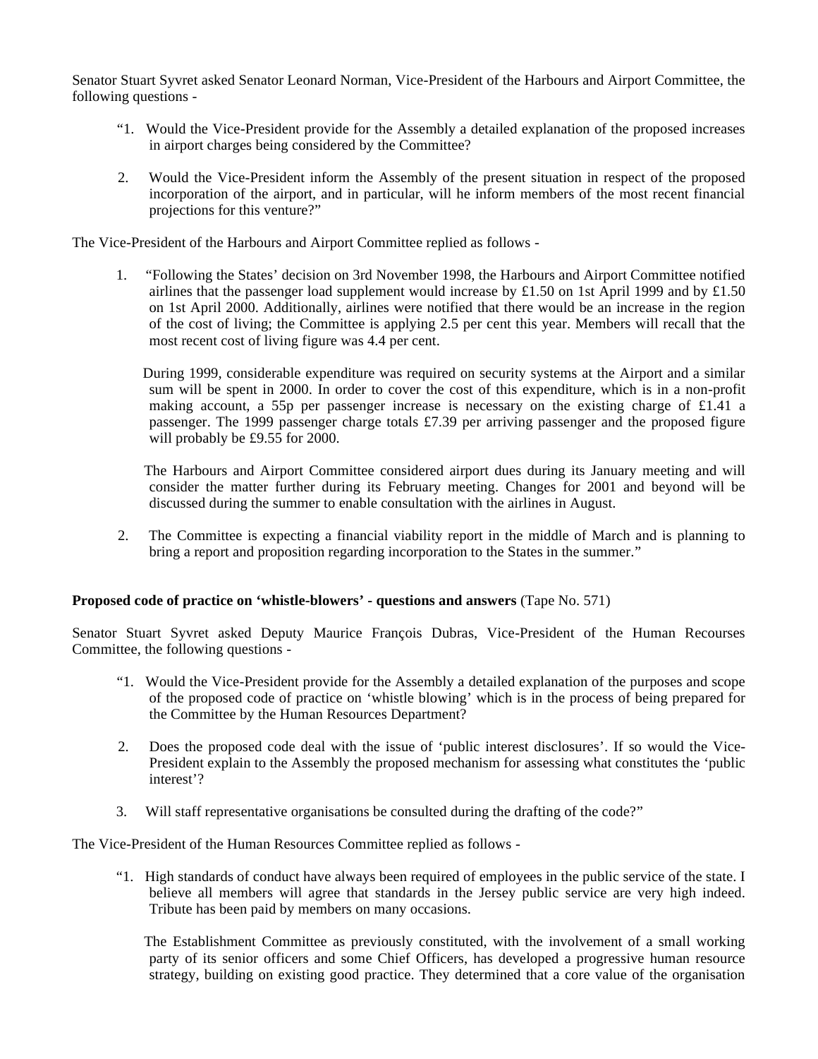Senator Stuart Syvret asked Senator Leonard Norman, Vice-President of the Harbours and Airport Committee, the following questions -

"1. Would the Vice-President provide for the Assembly a detailed explanation of the proposed increases in airport charges being considered by the Committee?

2. Would the Vice-President inform the Assembly of the present situation in respect of the proposed incorporation of the airport, and in particular, will he inform members of the most recent financial projections for this venture?"

The Vice-President of the Harbours and Airport Committee replied as follows -

1. "Following the States' decision on 3rd November 1998, the Harbours and Airport Committee notified airlines that the passenger load supplement would increase by £1.50 on 1st April 1999 and by £1.50 on 1st April 2000. Additionally, airlines were notified that there would be an increase in the region of the cost of living; the Committee is applying 2.5 per cent this year. Members will recall that the most recent cost of living figure was 4.4 per cent.

   During 1999, considerable expenditure was required on security systems at the Airport and a similar sum will be spent in 2000. In order to cover the cost of this expenditure, which is in a non-profit making account, a 55p per passenger increase is necessary on the existing charge of £1.41 a passenger. The 1999 passenger charge totals £7.39 per arriving passenger and the proposed figure will probably be £9.55 for 2000.

   The Harbours and Airport Committee considered airport dues during its January meeting and will consider the matter further during its February meeting. Changes for 2001 and beyond will be discussed during the summer to enable consultation with the airlines in August.

2. The Committee is expecting a financial viability report in the middle of March and is planning to bring a report and proposition regarding incorporation to the States in the summer."

**Proposed code of practice on 'whistle-blowers' - questions and answers** (Tape No. 571)

Senator Stuart Syvret asked Deputy Maurice François Dubras, Vice-President of the Human Recourses Committee, the following questions -

"1. Would the Vice-President provide for the Assembly a detailed explanation of the purposes and scope of the proposed code of practice on 'whistle blowing' which is in the process of being prepared for the Committee by the Human Resources Department?

2. Does the proposed code deal with the issue of 'public interest disclosures'. If so would the Vice-President explain to the Assembly the proposed mechanism for assessing what constitutes the 'public interest'?

3. Will staff representative organisations be consulted during the drafting of the code?"

The Vice-President of the Human Resources Committee replied as follows -

"1. High standards of conduct have always been required of employees in the public service of the state. I believe all members will agree that standards in the Jersey public service are very high indeed. Tribute has been paid by members on many occasions.

   The Establishment Committee as previously constituted, with the involvement of a small working party of its senior officers and some Chief Officers, has developed a progressive human resource strategy, building on existing good practice. They determined that a core value of the organisation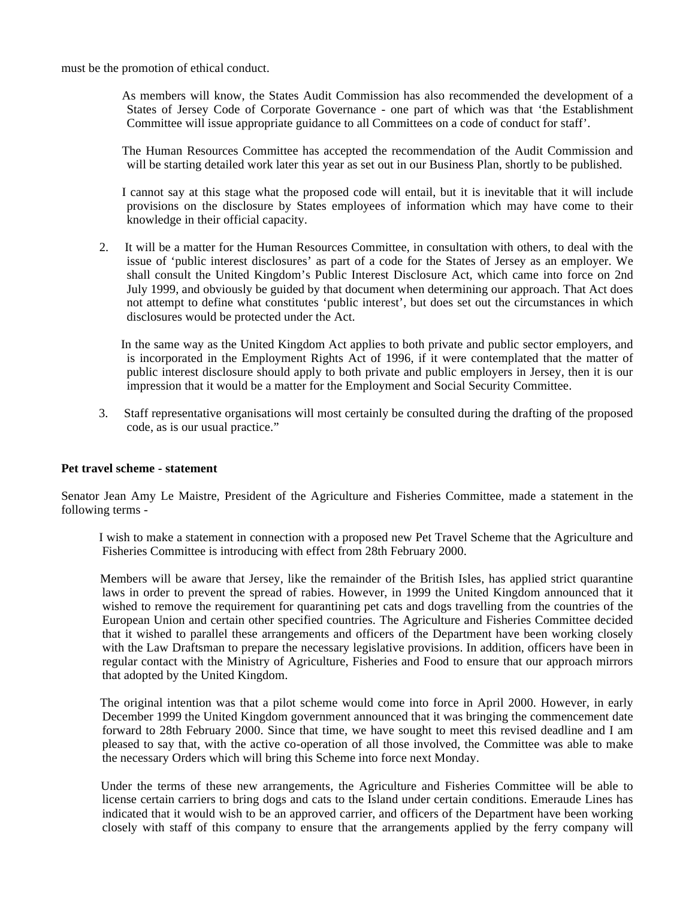must be the promotion of ethical conduct.

As members will know, the States Audit Commission has also recommended the development of a States of Jersey Code of Corporate Governance - one part of which was that 'the Establishment Committee will issue appropriate guidance to all Committees on a code of conduct for staff'.

The Human Resources Committee has accepted the recommendation of the Audit Commission and will be starting detailed work later this year as set out in our Business Plan, shortly to be published.

I cannot say at this stage what the proposed code will entail, but it is inevitable that it will include provisions on the disclosure by States employees of information which may have come to their knowledge in their official capacity.

2. It will be a matter for the Human Resources Committee, in consultation with others, to deal with the issue of 'public interest disclosures' as part of a code for the States of Jersey as an employer. We shall consult the United Kingdom's Public Interest Disclosure Act, which came into force on 2nd July 1999, and obviously be guided by that document when determining our approach. That Act does not attempt to define what constitutes 'public interest', but does set out the circumstances in which disclosures would be protected under the Act.

In the same way as the United Kingdom Act applies to both private and public sector employers, and is incorporated in the Employment Rights Act of 1996, if it were contemplated that the matter of public interest disclosure should apply to both private and public employers in Jersey, then it is our impression that it would be a matter for the Employment and Social Security Committee.

3. Staff representative organisations will most certainly be consulted during the drafting of the proposed code, as is our usual practice."

**Pet travel scheme - statement**

Senator Jean Amy Le Maistre, President of the Agriculture and Fisheries Committee, made a statement in the following terms -

I wish to make a statement in connection with a proposed new Pet Travel Scheme that the Agriculture and Fisheries Committee is introducing with effect from 28th February 2000.

Members will be aware that Jersey, like the remainder of the British Isles, has applied strict quarantine laws in order to prevent the spread of rabies. However, in 1999 the United Kingdom announced that it wished to remove the requirement for quarantining pet cats and dogs travelling from the countries of the European Union and certain other specified countries. The Agriculture and Fisheries Committee decided that it wished to parallel these arrangements and officers of the Department have been working closely with the Law Draftsman to prepare the necessary legislative provisions. In addition, officers have been in regular contact with the Ministry of Agriculture, Fisheries and Food to ensure that our approach mirrors that adopted by the United Kingdom.

The original intention was that a pilot scheme would come into force in April 2000. However, in early December 1999 the United Kingdom government announced that it was bringing the commencement date forward to 28th February 2000. Since that time, we have sought to meet this revised deadline and I am pleased to say that, with the active co-operation of all those involved, the Committee was able to make the necessary Orders which will bring this Scheme into force next Monday.

Under the terms of these new arrangements, the Agriculture and Fisheries Committee will be able to license certain carriers to bring dogs and cats to the Island under certain conditions. Emeraude Lines has indicated that it would wish to be an approved carrier, and officers of the Department have been working closely with staff of this company to ensure that the arrangements applied by the ferry company will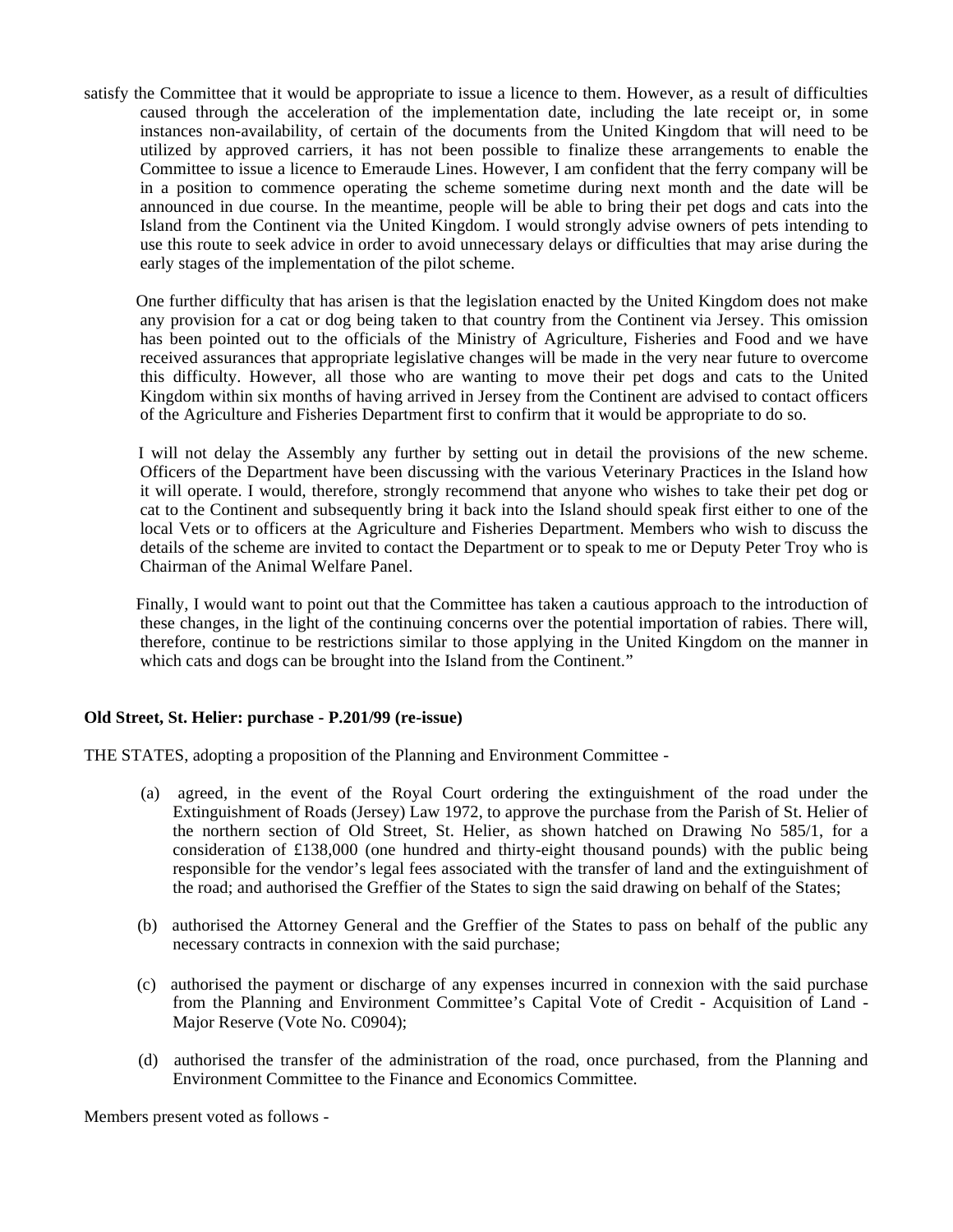satisfy the Committee that it would be appropriate to issue a licence to them. However, as a result of difficulties caused through the acceleration of the implementation date, including the late receipt or, in some instances non-availability, of certain of the documents from the United Kingdom that will need to be utilized by approved carriers, it has not been possible to finalize these arrangements to enable the Committee to issue a licence to Emeraude Lines. However, I am confident that the ferry company will be in a position to commence operating the scheme sometime during next month and the date will be announced in due course. In the meantime, people will be able to bring their pet dogs and cats into the Island from the Continent via the United Kingdom. I would strongly advise owners of pets intending to use this route to seek advice in order to avoid unnecessary delays or difficulties that may arise during the early stages of the implementation of the pilot scheme.

One further difficulty that has arisen is that the legislation enacted by the United Kingdom does not make any provision for a cat or dog being taken to that country from the Continent via Jersey. This omission has been pointed out to the officials of the Ministry of Agriculture, Fisheries and Food and we have received assurances that appropriate legislative changes will be made in the very near future to overcome this difficulty. However, all those who are wanting to move their pet dogs and cats to the United Kingdom within six months of having arrived in Jersey from the Continent are advised to contact officers of the Agriculture and Fisheries Department first to confirm that it would be appropriate to do so.

I will not delay the Assembly any further by setting out in detail the provisions of the new scheme. Officers of the Department have been discussing with the various Veterinary Practices in the Island how it will operate. I would, therefore, strongly recommend that anyone who wishes to take their pet dog or cat to the Continent and subsequently bring it back into the Island should speak first either to one of the local Vets or to officers at the Agriculture and Fisheries Department. Members who wish to discuss the details of the scheme are invited to contact the Department or to speak to me or Deputy Peter Troy who is Chairman of the Animal Welfare Panel.

Finally, I would want to point out that the Committee has taken a cautious approach to the introduction of these changes, in the light of the continuing concerns over the potential importation of rabies. There will, therefore, continue to be restrictions similar to those applying in the United Kingdom on the manner in which cats and dogs can be brought into the Island from the Continent."

**Old Street, St. Helier: purchase - P.201/99 (re-issue)**

THE STATES, adopting a proposition of the Planning and Environment Committee -

(a) agreed, in the event of the Royal Court ordering the extinguishment of the road under the Extinguishment of Roads (Jersey) Law 1972, to approve the purchase from the Parish of St. Helier of the northern section of Old Street, St. Helier, as shown hatched on Drawing No 585/1, for a consideration of £138,000 (one hundred and thirty-eight thousand pounds) with the public being responsible for the vendor's legal fees associated with the transfer of land and the extinguishment of the road; and authorised the Greffier of the States to sign the said drawing on behalf of the States;

(b) authorised the Attorney General and the Greffier of the States to pass on behalf of the public any necessary contracts in connexion with the said purchase;

(c) authorised the payment or discharge of any expenses incurred in connexion with the said purchase from the Planning and Environment Committee's Capital Vote of Credit - Acquisition of Land - Major Reserve (Vote No. C0904);

(d) authorised the transfer of the administration of the road, once purchased, from the Planning and Environment Committee to the Finance and Economics Committee.

Members present voted as follows -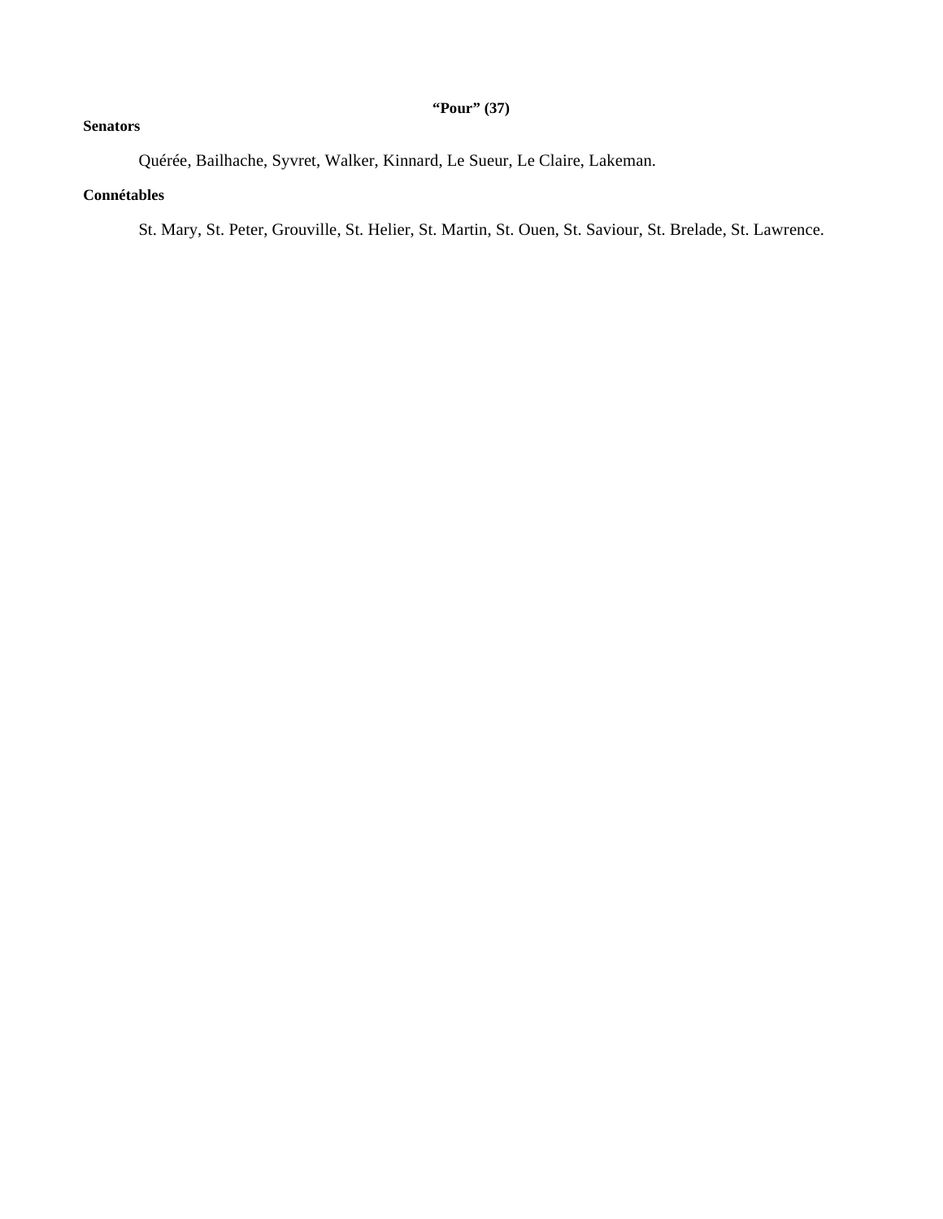**“Pour” (37)**

**Senators**

Quérée, Bailhache, Syvret, Walker, Kinnard, Le Sueur, Le Claire, Lakeman.

**Connétables**

St. Mary, St. Peter, Grouville, St. Helier, St. Martin, St. Ouen, St. Saviour, St. Brelade, St. Lawrence.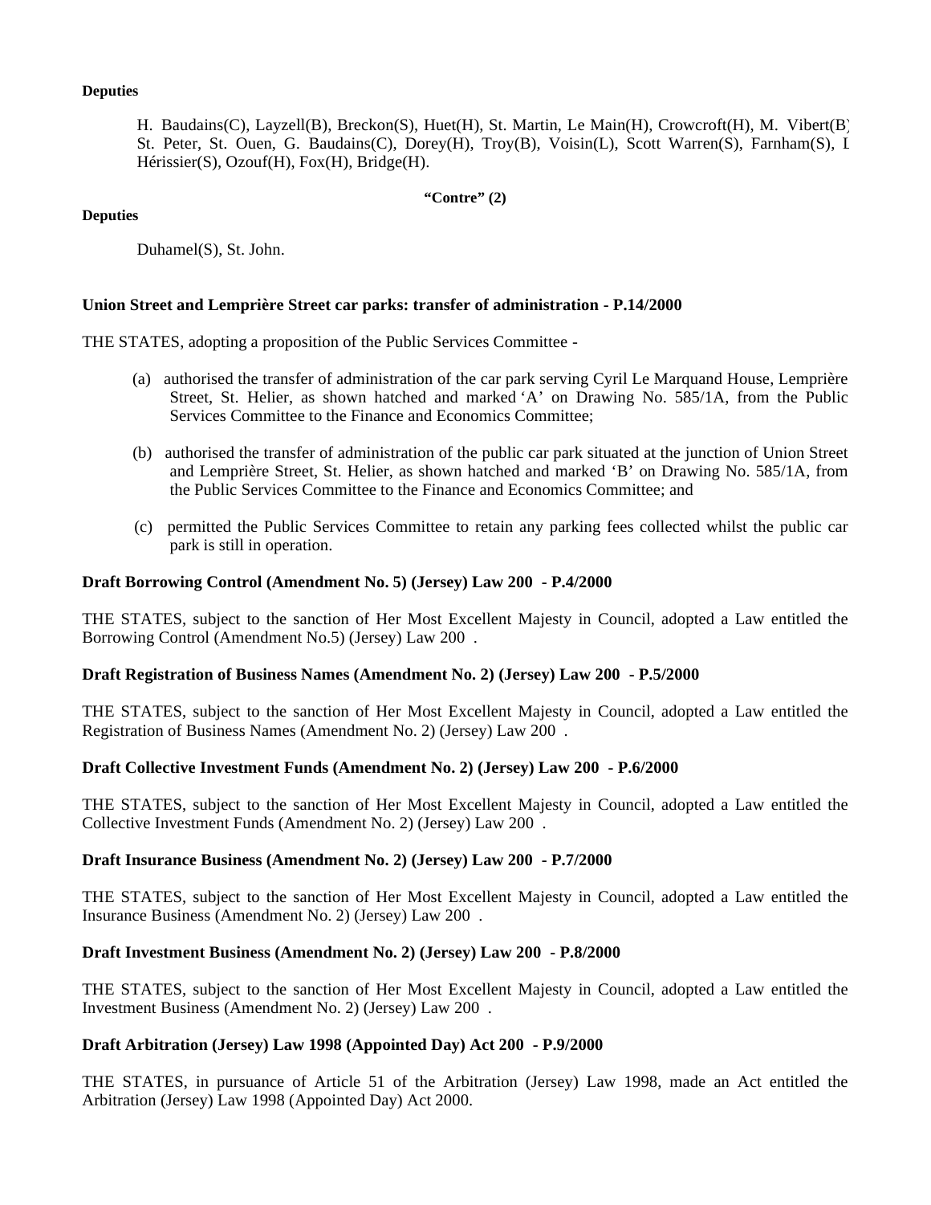**Deputies**

H. Baudains(C), Layzell(B), Breckon(S), Huet(H), St. Martin, Le Main(H), Crowcroft(H), M. Vibert(B) St. Peter, St. Ouen, G. Baudains(C), Dorey(H), Troy(B), Voisin(L), Scott Warren(S), Farnham(S), L Hérissier(S), Ozouf(H), Fox(H), Bridge(H).

**"Contre" (2)**

**Deputies**

Duhamel(S), St. John.

**Union Street and Lemprière Street car parks: transfer of administration - P.14/2000**

THE STATES, adopting a proposition of the Public Services Committee -

(a) authorised the transfer of administration of the car park serving Cyril Le Marquand House, Lemprière Street, St. Helier, as shown hatched and marked 'A' on Drawing No. 585/1A, from the Public Services Committee to the Finance and Economics Committee;

(b) authorised the transfer of administration of the public car park situated at the junction of Union Street and Lemprière Street, St. Helier, as shown hatched and marked 'B' on Drawing No. 585/1A, from the Public Services Committee to the Finance and Economics Committee; and

(c) permitted the Public Services Committee to retain any parking fees collected whilst the public car park is still in operation.

**Draft Borrowing Control (Amendment No. 5) (Jersey) Law 200 - P.4/2000**

THE STATES, subject to the sanction of Her Most Excellent Majesty in Council, adopted a Law entitled the Borrowing Control (Amendment No.5) (Jersey) Law 200 .

**Draft Registration of Business Names (Amendment No. 2) (Jersey) Law 200 - P.5/2000**

THE STATES, subject to the sanction of Her Most Excellent Majesty in Council, adopted a Law entitled the Registration of Business Names (Amendment No. 2) (Jersey) Law 200 .

**Draft Collective Investment Funds (Amendment No. 2) (Jersey) Law 200 - P.6/2000**

THE STATES, subject to the sanction of Her Most Excellent Majesty in Council, adopted a Law entitled the Collective Investment Funds (Amendment No. 2) (Jersey) Law 200 .

**Draft Insurance Business (Amendment No. 2) (Jersey) Law 200 - P.7/2000**

THE STATES, subject to the sanction of Her Most Excellent Majesty in Council, adopted a Law entitled the Insurance Business (Amendment No. 2) (Jersey) Law 200 .

**Draft Investment Business (Amendment No. 2) (Jersey) Law 200 - P.8/2000**

THE STATES, subject to the sanction of Her Most Excellent Majesty in Council, adopted a Law entitled the Investment Business (Amendment No. 2) (Jersey) Law 200 .

**Draft Arbitration (Jersey) Law 1998 (Appointed Day) Act 200 - P.9/2000**

THE STATES, in pursuance of Article 51 of the Arbitration (Jersey) Law 1998, made an Act entitled the Arbitration (Jersey) Law 1998 (Appointed Day) Act 2000.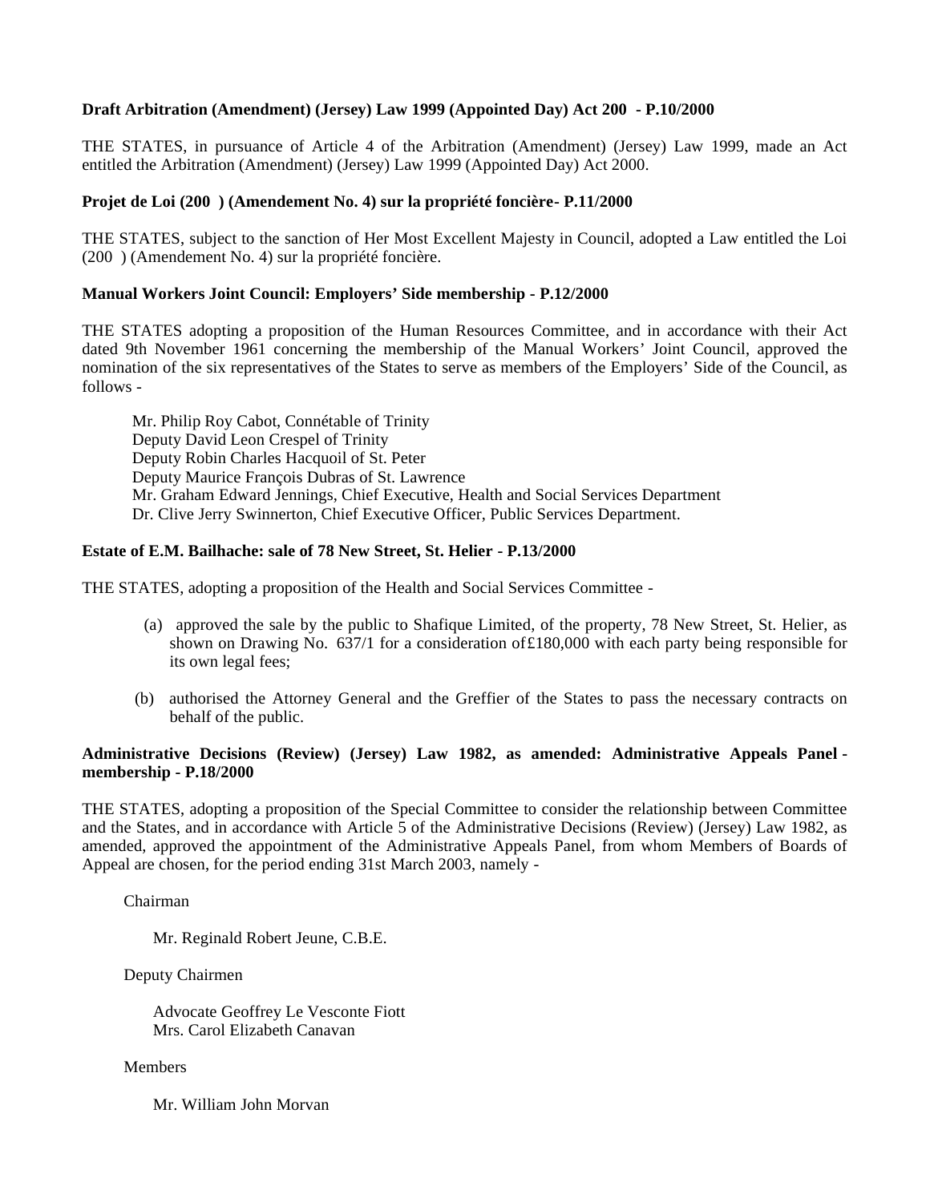**Draft Arbitration (Amendment) (Jersey) Law 1999 (Appointed Day) Act 200  - P.10/2000**

THE STATES, in pursuance of Article 4 of the Arbitration (Amendment) (Jersey) Law 1999, made an Act entitled the Arbitration (Amendment) (Jersey) Law 1999 (Appointed Day) Act 2000.

**Projet de Loi (200  ) (Amendement No. 4) sur la propriété foncière- P.11/2000**

THE STATES, subject to the sanction of Her Most Excellent Majesty in Council, adopted a Law entitled the Loi (200  ) (Amendement No. 4) sur la propriété foncière.

**Manual Workers Joint Council: Employers' Side membership - P.12/2000**

THE STATES adopting a proposition of the Human Resources Committee, and in accordance with their Act dated 9th November 1961 concerning the membership of the Manual Workers' Joint Council, approved the nomination of the six representatives of the States to serve as members of the Employers' Side of the Council, as follows -

Mr. Philip Roy Cabot, Connétable of Trinity
Deputy David Leon Crespel of Trinity
Deputy Robin Charles Hacquoil of St. Peter
Deputy Maurice François Dubras of St. Lawrence
Mr. Graham Edward Jennings, Chief Executive, Health and Social Services Department
Dr. Clive Jerry Swinnerton, Chief Executive Officer, Public Services Department.

**Estate of E.M. Bailhache: sale of 78 New Street, St. Helier - P.13/2000**

THE STATES, adopting a proposition of the Health and Social Services Committee -

(a) approved the sale by the public to Shafique Limited, of the property, 78 New Street, St. Helier, as shown on Drawing No. 637/1 for a consideration of £180,000 with each party being responsible for its own legal fees;

(b) authorised the Attorney General and the Greffier of the States to pass the necessary contracts on behalf of the public.

**Administrative Decisions (Review) (Jersey) Law 1982, as amended: Administrative Appeals Panel - membership - P.18/2000**

THE STATES, adopting a proposition of the Special Committee to consider the relationship between Committee and the States, and in accordance with Article 5 of the Administrative Decisions (Review) (Jersey) Law 1982, as amended, approved the appointment of the Administrative Appeals Panel, from whom Members of Boards of Appeal are chosen, for the period ending 31st March 2003, namely -

Chairman

Mr. Reginald Robert Jeune, C.B.E.

Deputy Chairmen

Advocate Geoffrey Le Vesconte Fiott
Mrs. Carol Elizabeth Canavan

Members

Mr. William John Morvan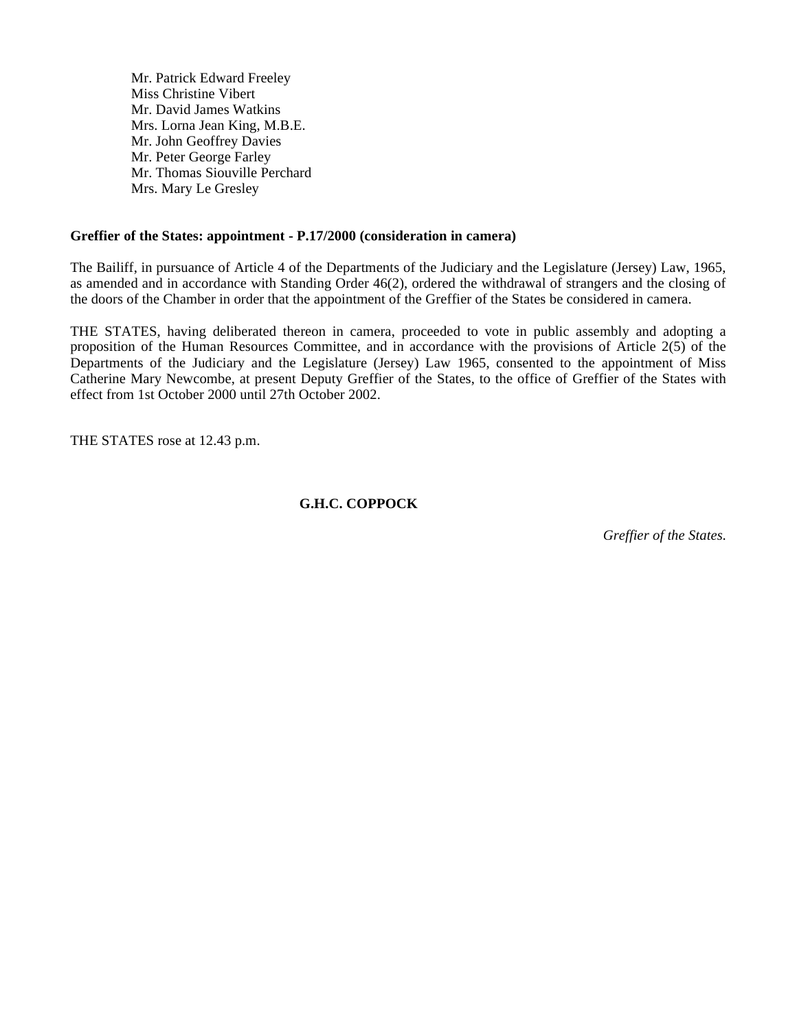Mr. Patrick Edward Freeley
Miss Christine Vibert
Mr. David James Watkins
Mrs. Lorna Jean King, M.B.E.
Mr. John Geoffrey Davies
Mr. Peter George Farley
Mr. Thomas Siouville Perchard
Mrs. Mary Le Gresley

**Greffier of the States: appointment - P.17/2000 (consideration in camera)**

The Bailiff, in pursuance of Article 4 of the Departments of the Judiciary and the Legislature (Jersey) Law, 1965, as amended and in accordance with Standing Order 46(2), ordered the withdrawal of strangers and the closing of the doors of the Chamber in order that the appointment of the Greffier of the States be considered in camera.

THE STATES, having deliberated thereon in camera, proceeded to vote in public assembly and adopting a proposition of the Human Resources Committee, and in accordance with the provisions of Article 2(5) of the Departments of the Judiciary and the Legislature (Jersey) Law 1965, consented to the appointment of Miss Catherine Mary Newcombe, at present Deputy Greffier of the States, to the office of Greffier of the States with effect from 1st October 2000 until 27th October 2002.

THE STATES rose at 12.43 p.m.

**G.H.C. COPPOCK**

*Greffier of the States.*